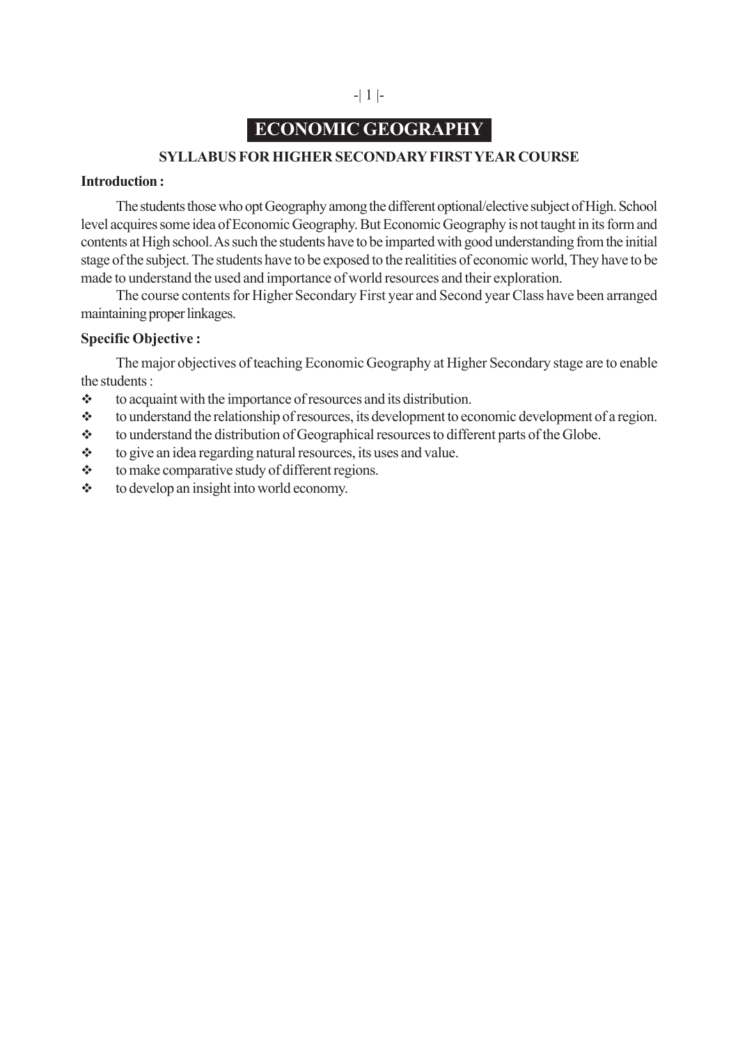# ECONOMIC GEOGRAPHY

## SYLLABUS FOR HIGHER SECONDARY FIRST YEAR COURSE

**Introduction :**

The students those who opt Geography among the different optional/elective subject of High. School level acquires some idea of Economic Geography. But Economic Geography is not taught in its form and contents at High school. As such the students have to be imparted with good understanding from the initial stage of the subject. The students have to be exposed to the realitities of economic world, They have to be made to understand the used and importance of world resources and their exploration.

The course contents for Higher Secondary First year and Second year Class have been arranged maintaining proper linkages.

**Specific Objective :**

The major objectives of teaching Economic Geography at Higher Secondary stage are to enable the students :

- to acquaint with the importance of resources and its distribution.
- to understand the relationship of resources, its development to economic development of a region.
- to understand the distribution of Geographical resources to different parts of the Globe.
- to give an idea regarding natural resources, its uses and value.
- to make comparative study of different regions.
- to develop an insight into world economy.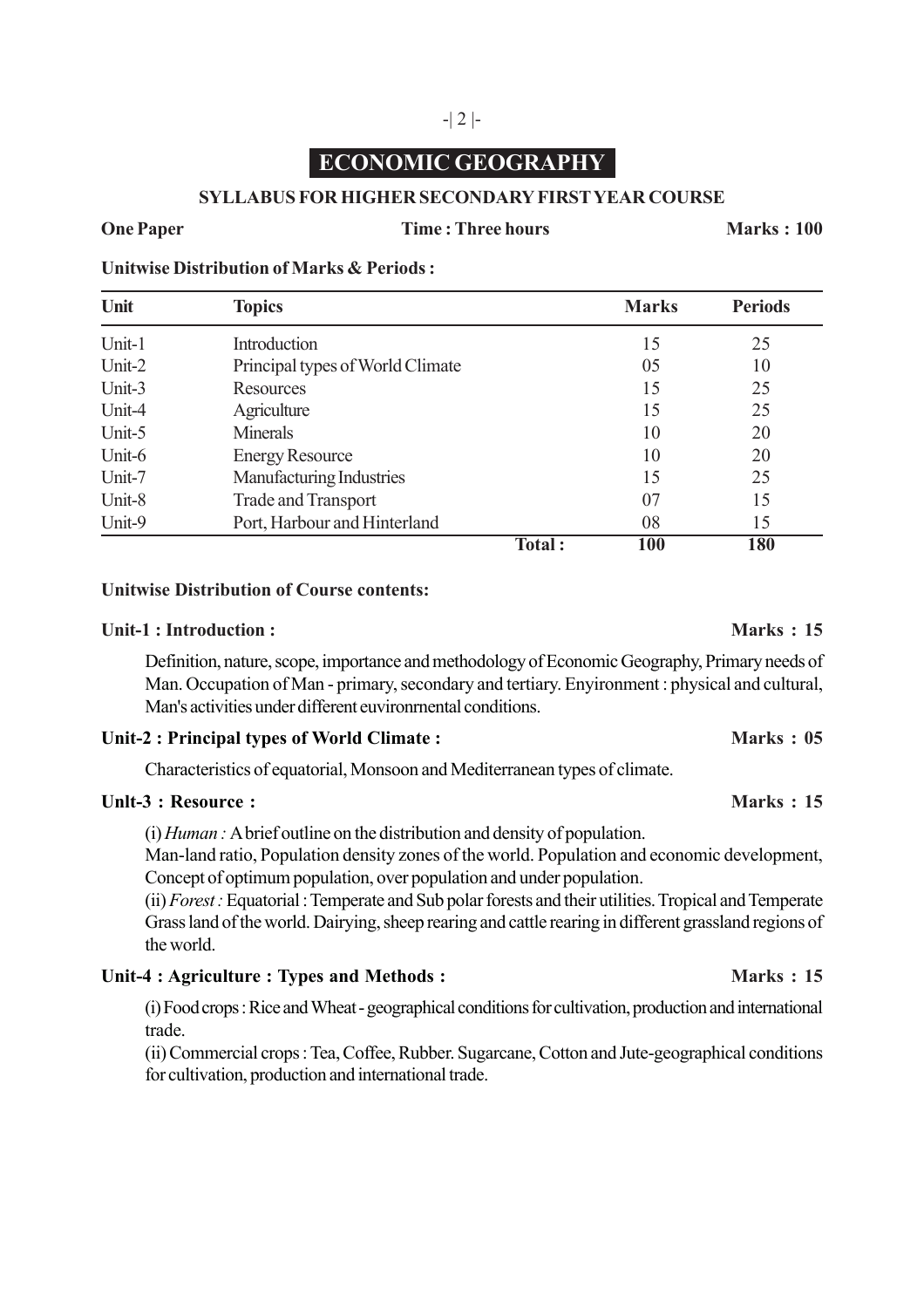# ECONOMIC GEOGRAPHY

## SYLLABUS FOR HIGHER SECONDARY FIRST YEAR COURSE

**One Paper** **Time : Three hours** **Marks : 100**

**Unitwise Distribution of Marks & Periods :**

| Unit | Topics | Marks | Periods |
|---|---|---|---|
| Unit-1 | Introduction | 15 | 25 |
| Unit-2 | Principal types of World Climate | 05 | 10 |
| Unit-3 | Resources | 15 | 25 |
| Unit-4 | Agriculture | 15 | 25 |
| Unit-5 | Minerals | 10 | 20 |
| Unit-6 | Energy Resource | 10 | 20 |
| Unit-7 | Manufacturing Industries | 15 | 25 |
| Unit-8 | Trade and Transport | 07 | 15 |
| Unit-9 | Port, Harbour and Hinterland | 08 | 15 |
| | **Total :** | **100** | **180** |

**Unitwise Distribution of Course contents:**

**Unit-1 : Introduction :** **Marks : 15**

Definition, nature, scope, importance and methodology of Economic Geography, Primary needs of Man. Occupation of Man - primary, secondary and tertiary. Enyironment : physical and cultural, Man's activities under different euvironrnental conditions.

**Unit-2 : Principal types of World Climate :** **Marks : 05**

Characteristics of equatorial, Monsoon and Mediterranean types of climate.

**Unlt-3 : Resource :** **Marks : 15**

(i) *Human :* A brief outline on the distribution and density of population.
Man-land ratio, Population density zones of the world. Population and economic development, Concept of optimum population, over population and under population.
(ii) *Forest :* Equatorial : Temperate and Sub polar forests and their utilities. Tropical and Temperate Grass land of the world. Dairying, sheep rearing and cattle rearing in different grassland regions of the world.

**Unit-4 : Agriculture : Types and Methods :** **Marks : 15**

(i) Food crops : Rice and Wheat - geographical conditions for cultivation, production and international trade.
(ii) Commercial crops : Tea, Coffee, Rubber. Sugarcane, Cotton and Jute-geographical conditions for cultivation, production and international trade.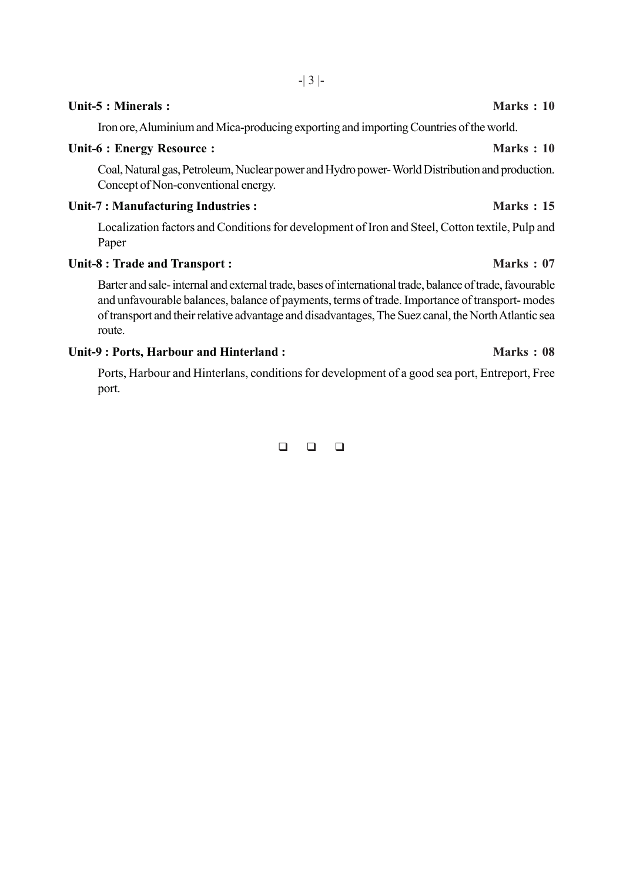**Unit-5 : Minerals :** **Marks : 10**

Iron ore, Aluminium and Mica-producing exporting and importing Countries of the world.

**Unit-6 : Energy Resource :** **Marks : 10**

Coal, Natural gas, Petroleum, Nuclear power and Hydro power- World Distribution and production. Concept of Non-conventional energy.

**Unit-7 : Manufacturing Industries :** **Marks : 15**

Localization factors and Conditions for development of Iron and Steel, Cotton textile, Pulp and Paper

**Unit-8 : Trade and Transport :** **Marks : 07**

Barter and sale- internal and external trade, bases of international trade, balance of trade, favourable and unfavourable balances, balance of payments, terms of trade. Importance of transport- modes of transport and their relative advantage and disadvantages, The Suez canal, the North Atlantic sea route.

**Unit-9 : Ports, Harbour and Hinterland :** **Marks : 08**

Ports, Harbour and Hinterlans, conditions for development of a good sea port, Entreport, Free port.

❑ ❑ ❑